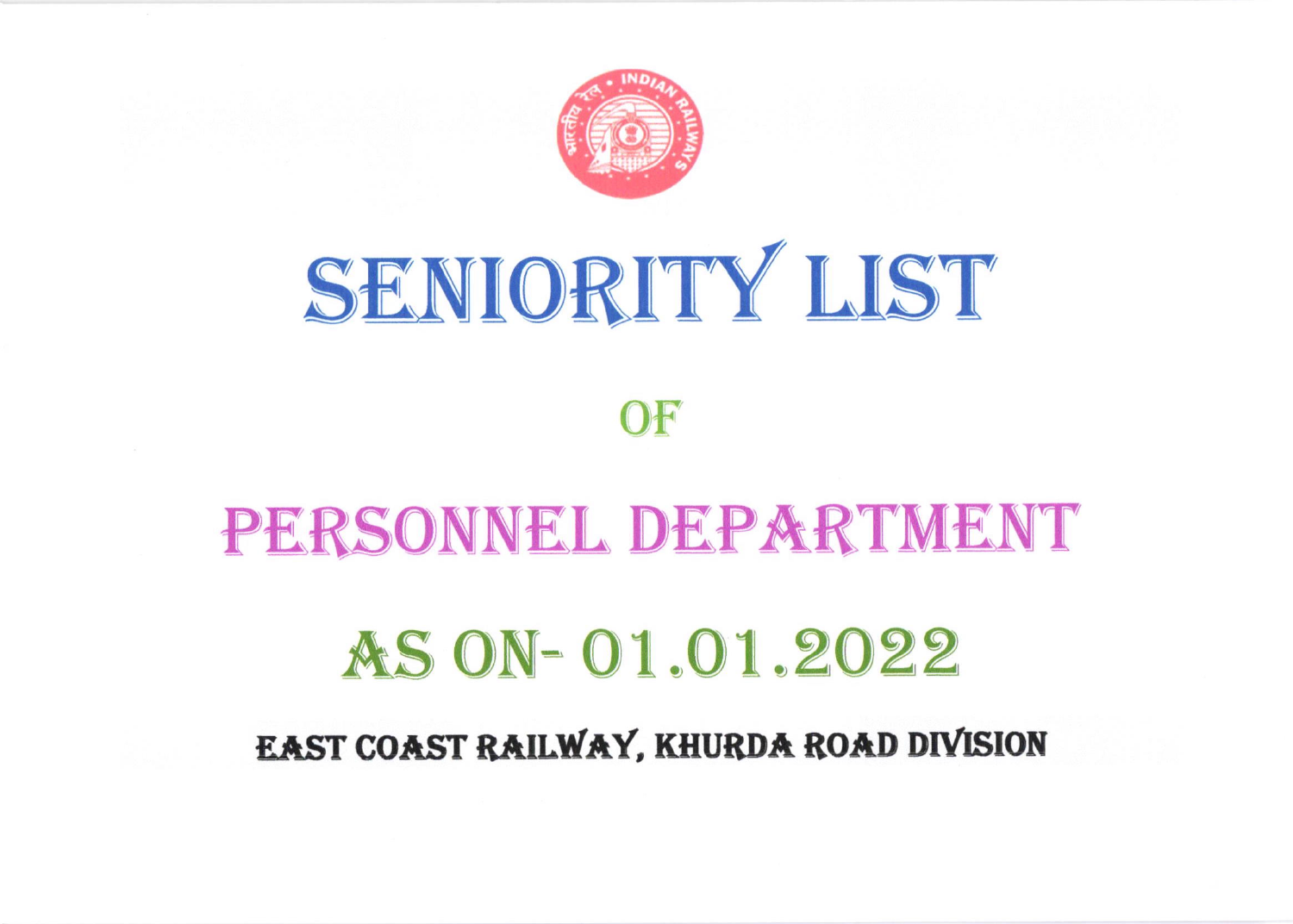# SENIORITY LIST

## OF

# PERSONNEL DEPARTMENT

## AS ON- 01.01.2022

**EAST COAST RAILWAY, KHURDA ROAD DIVISION**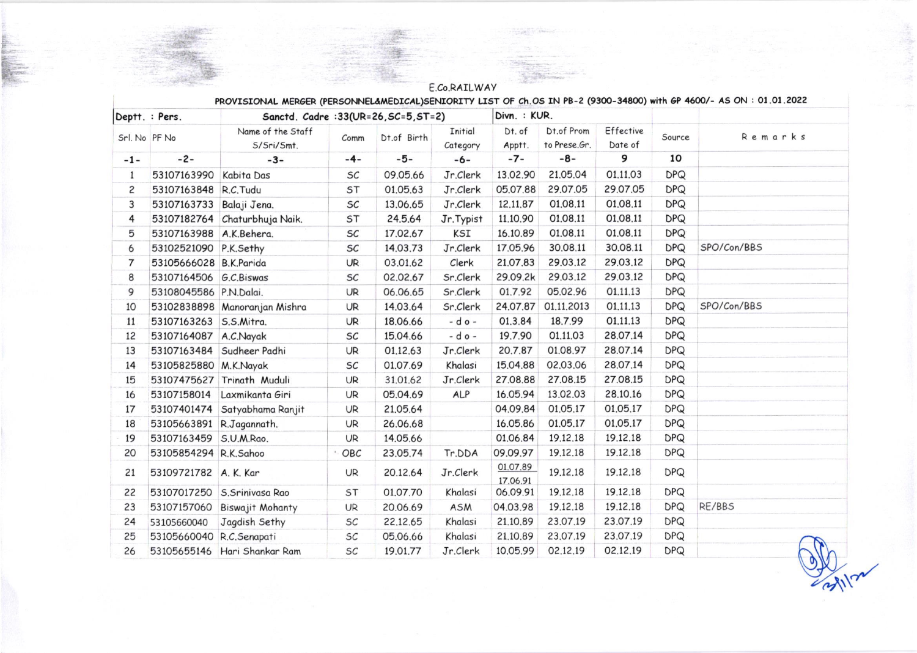E.Co.RAILWAY

PROVISIONAL MERGER (PERSONNEL&MEDICAL)SENIORITY LIST OF Ch.OS IN PB-2 (9300-34800) with GP 4600/- AS ON : 01.01.2022

| Deptt. : Pers. | | Sanctd. Cadre :33(UR=26,SC=5,ST=2) | | | | Divn. : KUR. | | | | |
|---|---|---|---|---|---|---|---|---|---|---|
| Srl. No | PF No | Name of the Staff S/Sri/Smt. | Comm | Dt.of Birth | Initial Category | Dt. of Apptt. | Dt.of Prom to Prese.Gr. | Effective Date of | Source | Remarks |
| -1- | -2- | -3- | -4- | -5- | -6- | -7- | -8- | 9 | 10 | |
| 1 | 53107163990 | Kabita Das | SC | 09.05.66 | Jr.Clerk | 13.02.90 | 21.05.04 | 01.11.03 | DPQ | |
| 2 | 53107163848 | R.C.Tudu | ST | 01.05.63 | Jr.Clerk | 05.07.88 | 29.07.05 | 29.07.05 | DPQ | |
| 3 | 53107163733 | Balaji Jena. | SC | 13.06.65 | Jr.Clerk | 12.11.87 | 01.08.11 | 01.08.11 | DPQ | |
| 4 | 53107182764 | Chaturbhuja Naik. | ST | 24.5.64 | Jr.Typist | 11.10.90 | 01.08.11 | 01.08.11 | DPQ | |
| 5 | 53107163988 | A.K.Behera. | SC | 17.02.67 | KSI | 16.10.89 | 01.08.11 | 01.08.11 | DPQ | |
| 6 | 53102521090 | P.K.Sethy | SC | 14.03.73 | Jr.Clerk | 17.05.96 | 30.08.11 | 30.08.11 | DPQ | SPO/Con/BBS |
| 7 | 53105666028 | B.K.Parida | UR | 03.01.62 | Clerk | 21.07.83 | 29.03.12 | 29.03.12 | DPQ | |
| 8 | 53107164506 | G.C.Biswas | SC | 02.02.67 | Sr.Clerk | 29.09.2k | 29.03.12 | 29.03.12 | DPQ | |
| 9 | 53108045586 | P.N.Dalai. | UR | 06.06.65 | Sr.Clerk | 01.7.92 | 05.02.96 | 01.11.13 | DPQ | |
| 10 | 53102838898 | Manoranjan Mishra | UR | 14.03.64 | Sr.Clerk | 24.07.87 | 01.11.2013 | 01.11.13 | DPQ | SPO/Con/BBS |
| 11 | 53107163263 | S.S.Mitra. | UR | 18.06.66 | -do- | 01.3.84 | 18.7.99 | 01.11.13 | DPQ | |
| 12 | 53107164087 | A.C.Nayak | SC | 15.04.66 | -do- | 19.7.90 | 01.11.03 | 28.07.14 | DPQ | |
| 13 | 53107163484 | Sudheer Padhi | UR | 01.12.63 | Jr.Clerk | 20.7.87 | 01.08.97 | 28.07.14 | DPQ | |
| 14 | 53105825880 | M.K.Nayak | SC | 01.07.69 | Khalasi | 15.04.88 | 02.03.06 | 28.07.14 | DPQ | |
| 15 | 53107475627 | Trinath Muduli | UR | 31.01.62 | Jr.Clerk | 27.08.88 | 27.08.15 | 27.08.15 | DPQ | |
| 16 | 53107158014 | Laxmikanta Giri | UR | 05.04.69 | ALP | 16.05.94 | 13.02.03 | 28.10.16 | DPQ | |
| 17 | 53107401474 | Satyabhama Ranjit | UR | 21.05.64 | | 04.09.84 | 01.05.17 | 01.05.17 | DPQ | |
| 18 | 53105663891 | R.Jagannath. | UR | 26.06.68 | | 16.05.86 | 01.05.17 | 01.05.17 | DPQ | |
| 19 | 53107163459 | S.U.M.Rao. | UR | 14.05.66 | | 01.06.84 | 19.12.18 | 19.12.18 | DPQ | |
| 20 | 53105854294 | R.K.Sahoo | OBC | 23.05.74 | Tr.DDA | 09.09.97 | 19.12.18 | 19.12.18 | DPQ | |
| 21 | 53109721782 | A. K. Kar | UR | 20.12.64 | Jr.Clerk | 01.07.89 17.06.91 | 19.12.18 | 19.12.18 | DPQ | |
| 22 | 53107017250 | S.Srinivasa Rao | ST | 01.07.70 | Khalasi | 06.09.91 | 19.12.18 | 19.12.18 | DPQ | |
| 23 | 53107157060 | Biswajit Mohanty | UR | 20.06.69 | ASM | 04.03.98 | 19.12.18 | 19.12.18 | DPQ | RE/BBS |
| 24 | 53105660040 | Jagdish Sethy | SC | 22.12.65 | Khalasi | 21.10.89 | 23.07.19 | 23.07.19 | DPQ | |
| 25 | 53105660040 | R.C.Senapati | SC | 05.06.66 | Khalasi | 21.10.89 | 23.07.19 | 23.07.19 | DPQ | |
| 26 | 53105655146 | Hari Shankar Ram | SC | 19.01.77 | Jr.Clerk | 10.05.99 | 02.12.19 | 02.12.19 | DPQ | |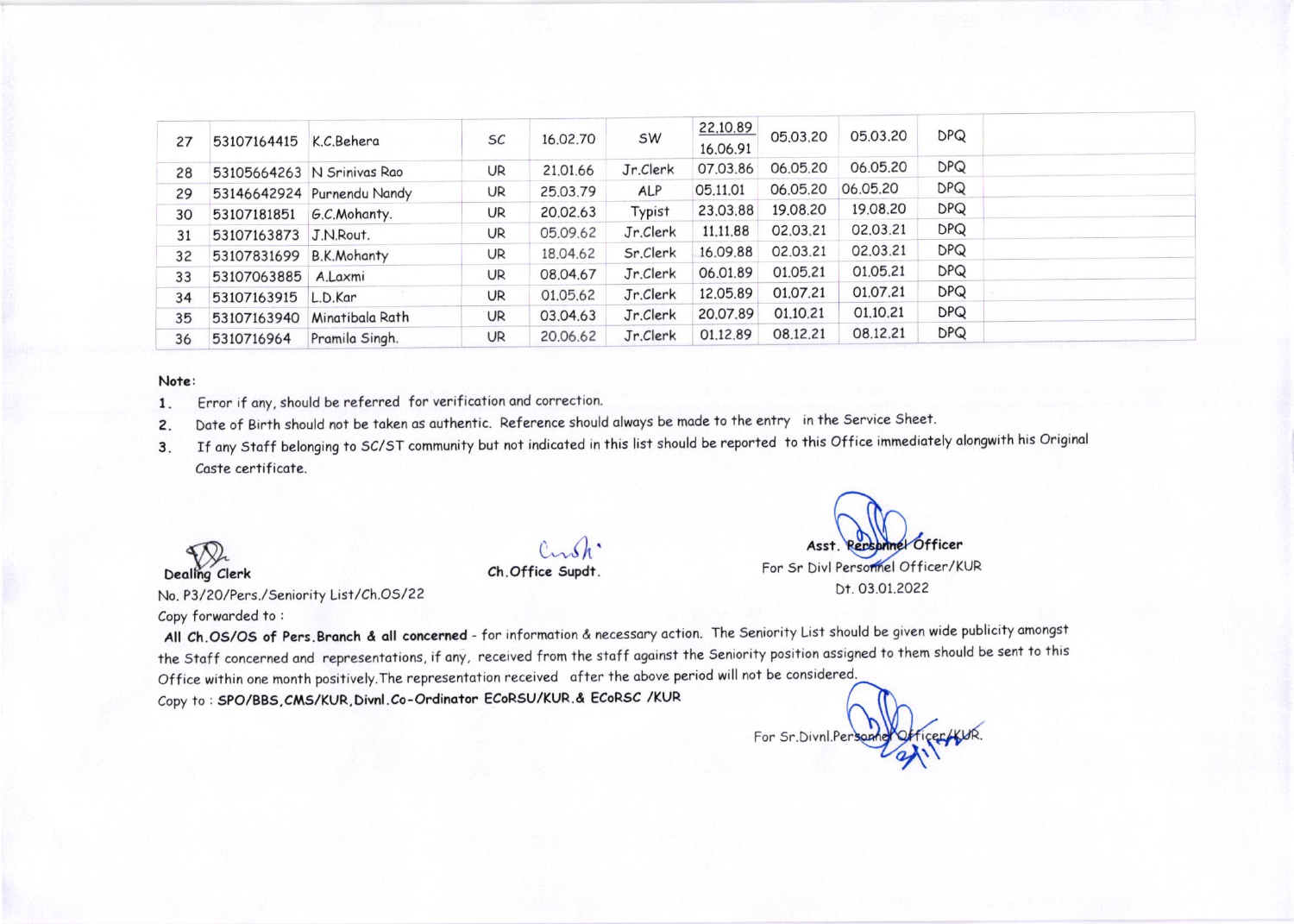| | | | | | | | | | | |
|---|---|---|---|---|---|---|---|---|---|---|
| 27 | 53107164415 | K.C.Behera | SC | 16.02.70 | SW | 22.10.89 16.06.91 | 05.03.20 | 05.03.20 | DPQ | |
| 28 | 53105664263 | N Srinivas Rao | UR | 21.01.66 | Jr.Clerk | 07.03.86 | 06.05.20 | 06.05.20 | DPQ | |
| 29 | 53146642924 | Purnendu Nandy | UR | 25.03.79 | ALP | 05.11.01 | 06.05.20 | 06.05.20 | DPQ | |
| 30 | 53107181851 | G.C.Mohanty. | UR | 20.02.63 | Typist | 23.03.88 | 19.08.20 | 19.08.20 | DPQ | |
| 31 | 53107163873 | J.N.Rout. | UR | 05.09.62 | Jr.Clerk | 11.11.88 | 02.03.21 | 02.03.21 | DPQ | |
| 32 | 53107831699 | B.K.Mohanty | UR | 18.04.62 | Sr.Clerk | 16.09.88 | 02.03.21 | 02.03.21 | DPQ | |
| 33 | 53107063885 | A.Laxmi | UR | 08.04.67 | Jr.Clerk | 06.01.89 | 01.05.21 | 01.05.21 | DPQ | |
| 34 | 53107163915 | L.D.Kar | UR | 01.05.62 | Jr.Clerk | 12.05.89 | 01.07.21 | 01.07.21 | DPQ | |
| 35 | 53107163940 | Minatibala Rath | UR | 03.04.63 | Jr.Clerk | 20.07.89 | 01.10.21 | 01.10.21 | DPQ | |
| 36 | 5310716964 | Pramila Singh. | UR | 20.06.62 | Jr.Clerk | 01.12.89 | 08.12.21 | 08.12.21 | DPQ | |

**Note:**

1. Error if any, should be referred for verification and correction.
2. Date of Birth should not be taken as authentic. Reference should always be made to the entry in the Service Sheet.
3. If any Staff belonging to SC/ST community but not indicated in this list should be reported to this Office immediately alongwith his Original Caste certificate.

**Dealing Clerk** &nbsp;&nbsp;&nbsp;&nbsp; **Ch.Office Supdt.** &nbsp;&nbsp;&nbsp;&nbsp; **Asst. Personnel Officer**

For Sr Divl Personnel Officer/KUR

Dt. 03.01.2022

No. P3/20/Pers./Seniority List/Ch.OS/22

Copy forwarded to :

**All Ch.OS/OS of Pers.Branch & all concerned** - for information & necessary action. The Seniority List should be given wide publicity amongst the Staff concerned and representations, if any, received from the staff against the Seniority position assigned to them should be sent to this Office within one month positively.The representation received after the above period will not be considered.

Copy to : **SPO/BBS,CMS/KUR,Divnl.Co-Ordinator ECoRSU/KUR.& ECoRSC /KUR**

For Sr.Divnl.Personnel Officer/KUR.